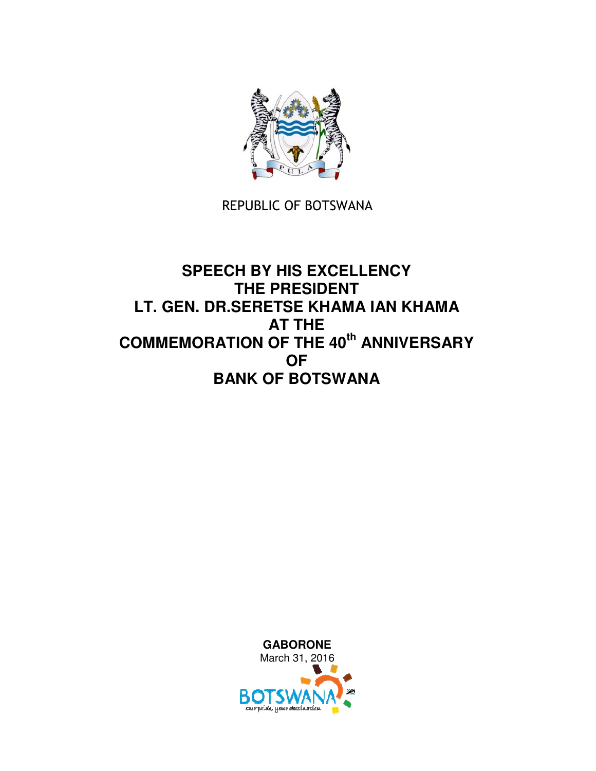REPUBLIC OF BOTSWANA

# SPEECH BY HIS EXCELLENCY THE PRESIDENT LT. GEN. DR.SERETSE KHAMA IAN KHAMA AT THE COMMEMORATION OF THE 40th ANNIVERSARY OF BANK OF BOTSWANA

**GABORONE**

March 31, 2016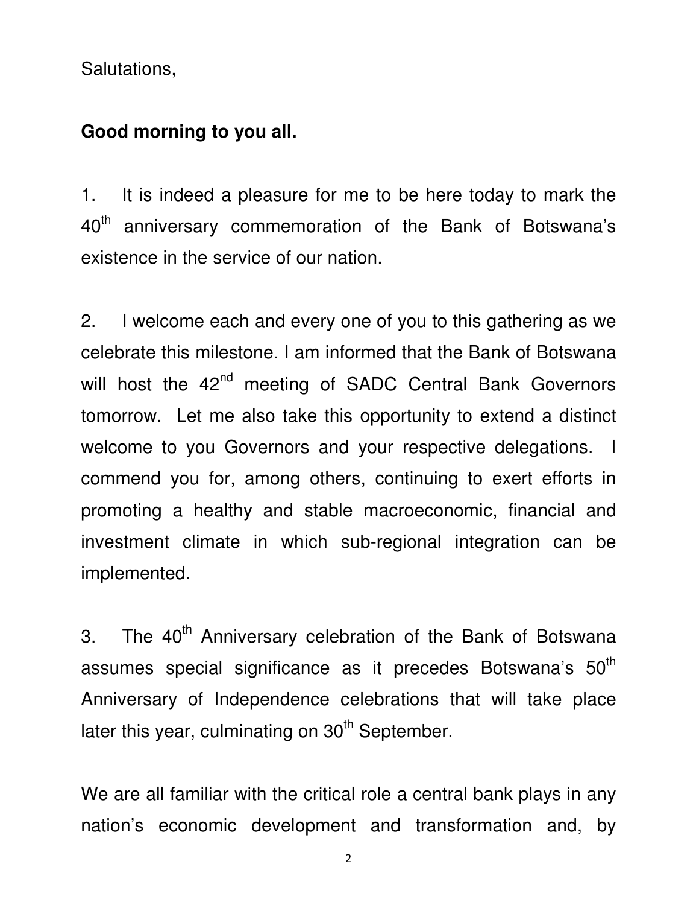Salutations,

**Good morning to you all.**

1. It is indeed a pleasure for me to be here today to mark the 40th anniversary commemoration of the Bank of Botswana's existence in the service of our nation.

2. I welcome each and every one of you to this gathering as we celebrate this milestone. I am informed that the Bank of Botswana will host the 42nd meeting of SADC Central Bank Governors tomorrow. Let me also take this opportunity to extend a distinct welcome to you Governors and your respective delegations. I commend you for, among others, continuing to exert efforts in promoting a healthy and stable macroeconomic, financial and investment climate in which sub-regional integration can be implemented.

3. The 40th Anniversary celebration of the Bank of Botswana assumes special significance as it precedes Botswana's 50th Anniversary of Independence celebrations that will take place later this year, culminating on 30th September.

We are all familiar with the critical role a central bank plays in any nation's economic development and transformation and, by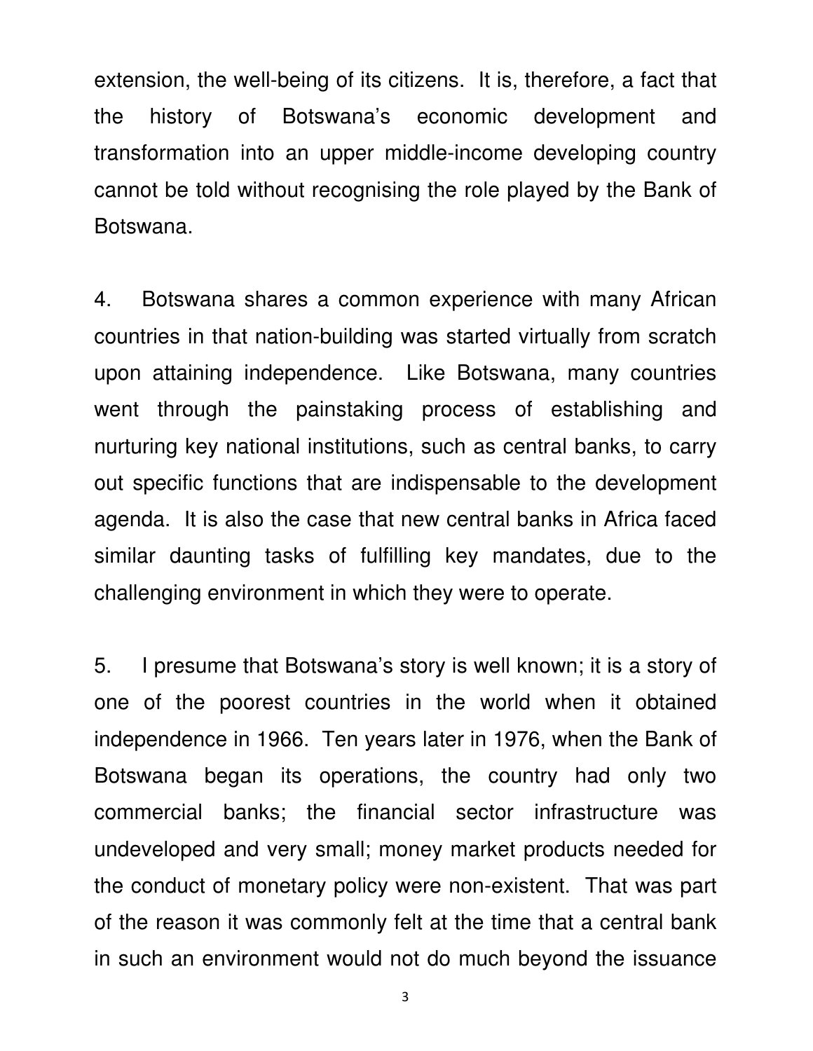extension, the well-being of its citizens. It is, therefore, a fact that the history of Botswana's economic development and transformation into an upper middle-income developing country cannot be told without recognising the role played by the Bank of Botswana.

4. Botswana shares a common experience with many African countries in that nation-building was started virtually from scratch upon attaining independence. Like Botswana, many countries went through the painstaking process of establishing and nurturing key national institutions, such as central banks, to carry out specific functions that are indispensable to the development agenda. It is also the case that new central banks in Africa faced similar daunting tasks of fulfilling key mandates, due to the challenging environment in which they were to operate.

5. I presume that Botswana's story is well known; it is a story of one of the poorest countries in the world when it obtained independence in 1966. Ten years later in 1976, when the Bank of Botswana began its operations, the country had only two commercial banks; the financial sector infrastructure was undeveloped and very small; money market products needed for the conduct of monetary policy were non-existent. That was part of the reason it was commonly felt at the time that a central bank in such an environment would not do much beyond the issuance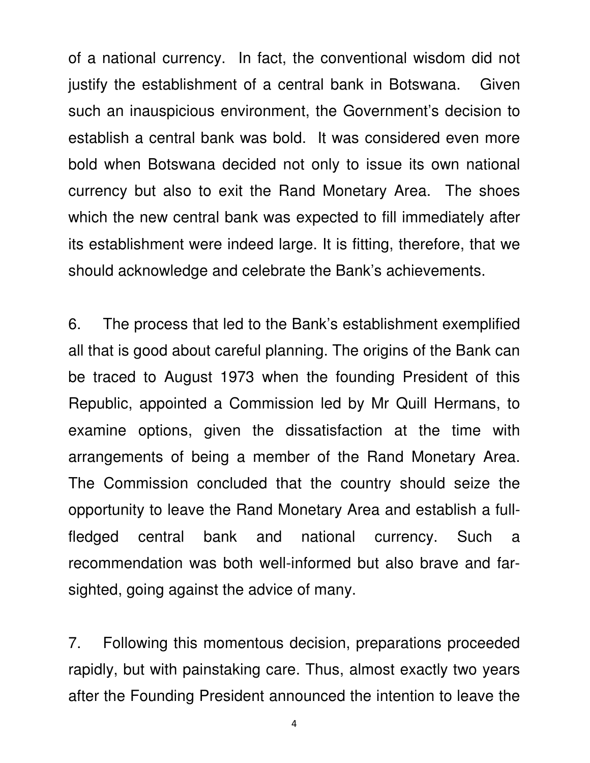of a national currency. In fact, the conventional wisdom did not justify the establishment of a central bank in Botswana. Given such an inauspicious environment, the Government's decision to establish a central bank was bold. It was considered even more bold when Botswana decided not only to issue its own national currency but also to exit the Rand Monetary Area. The shoes which the new central bank was expected to fill immediately after its establishment were indeed large. It is fitting, therefore, that we should acknowledge and celebrate the Bank's achievements.

6. The process that led to the Bank's establishment exemplified all that is good about careful planning. The origins of the Bank can be traced to August 1973 when the founding President of this Republic, appointed a Commission led by Mr Quill Hermans, to examine options, given the dissatisfaction at the time with arrangements of being a member of the Rand Monetary Area. The Commission concluded that the country should seize the opportunity to leave the Rand Monetary Area and establish a full-fledged central bank and national currency. Such a recommendation was both well-informed but also brave and far-sighted, going against the advice of many.

7. Following this momentous decision, preparations proceeded rapidly, but with painstaking care. Thus, almost exactly two years after the Founding President announced the intention to leave the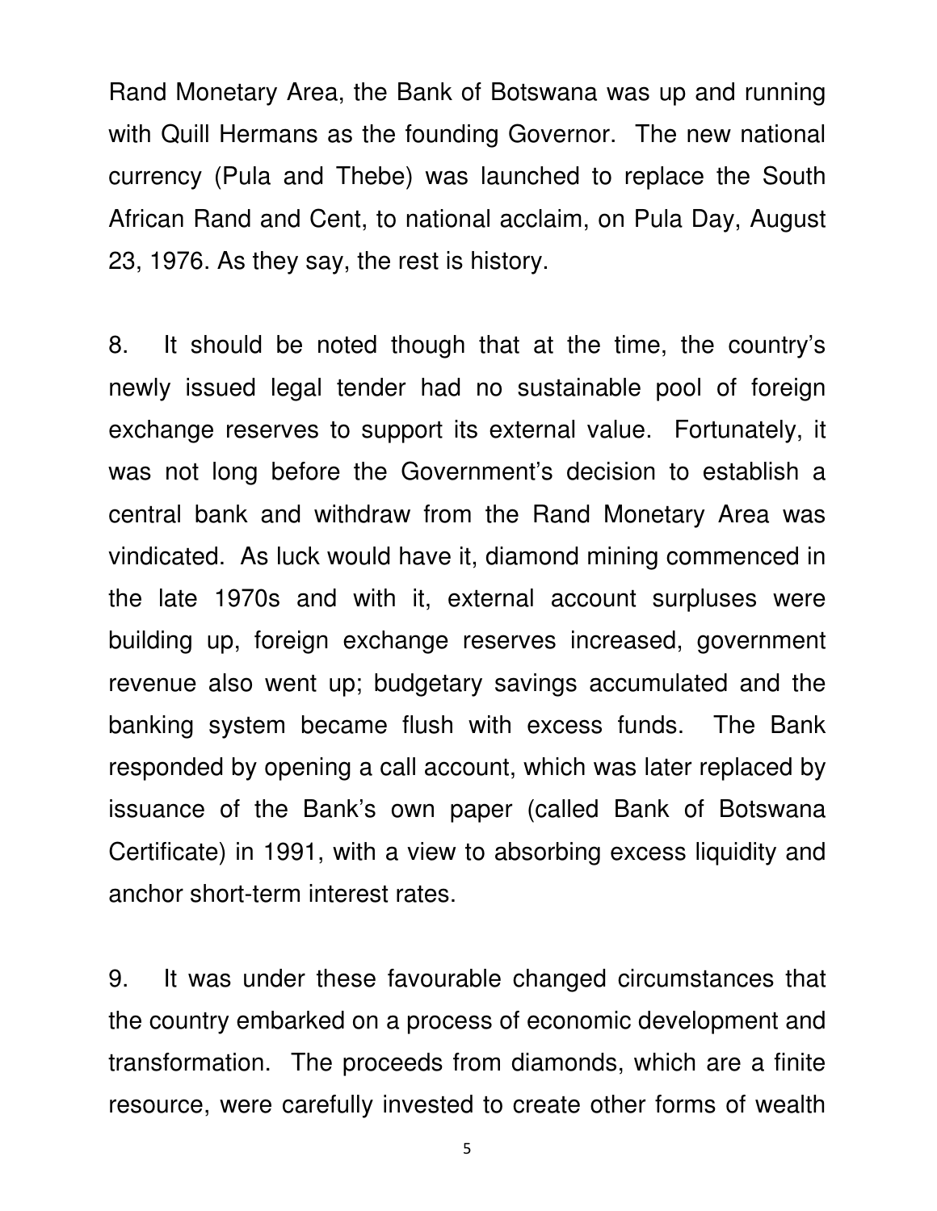Rand Monetary Area, the Bank of Botswana was up and running with Quill Hermans as the founding Governor. The new national currency (Pula and Thebe) was launched to replace the South African Rand and Cent, to national acclaim, on Pula Day, August 23, 1976. As they say, the rest is history.

8. It should be noted though that at the time, the country's newly issued legal tender had no sustainable pool of foreign exchange reserves to support its external value. Fortunately, it was not long before the Government's decision to establish a central bank and withdraw from the Rand Monetary Area was vindicated. As luck would have it, diamond mining commenced in the late 1970s and with it, external account surpluses were building up, foreign exchange reserves increased, government revenue also went up; budgetary savings accumulated and the banking system became flush with excess funds. The Bank responded by opening a call account, which was later replaced by issuance of the Bank's own paper (called Bank of Botswana Certificate) in 1991, with a view to absorbing excess liquidity and anchor short-term interest rates.

9. It was under these favourable changed circumstances that the country embarked on a process of economic development and transformation. The proceeds from diamonds, which are a finite resource, were carefully invested to create other forms of wealth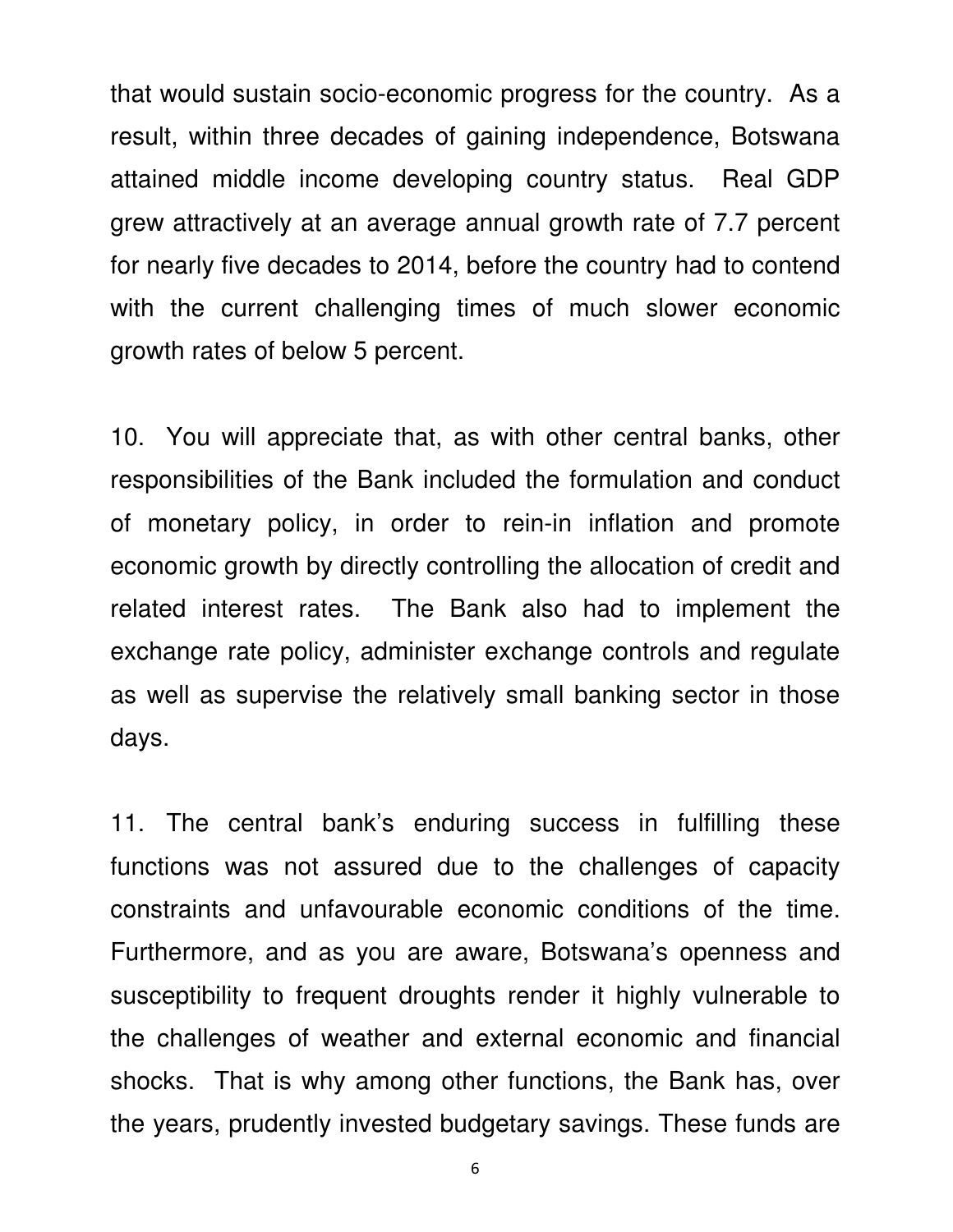that would sustain socio-economic progress for the country. As a result, within three decades of gaining independence, Botswana attained middle income developing country status. Real GDP grew attractively at an average annual growth rate of 7.7 percent for nearly five decades to 2014, before the country had to contend with the current challenging times of much slower economic growth rates of below 5 percent.

10. You will appreciate that, as with other central banks, other responsibilities of the Bank included the formulation and conduct of monetary policy, in order to rein-in inflation and promote economic growth by directly controlling the allocation of credit and related interest rates. The Bank also had to implement the exchange rate policy, administer exchange controls and regulate as well as supervise the relatively small banking sector in those days.

11. The central bank's enduring success in fulfilling these functions was not assured due to the challenges of capacity constraints and unfavourable economic conditions of the time. Furthermore, and as you are aware, Botswana's openness and susceptibility to frequent droughts render it highly vulnerable to the challenges of weather and external economic and financial shocks. That is why among other functions, the Bank has, over the years, prudently invested budgetary savings. These funds are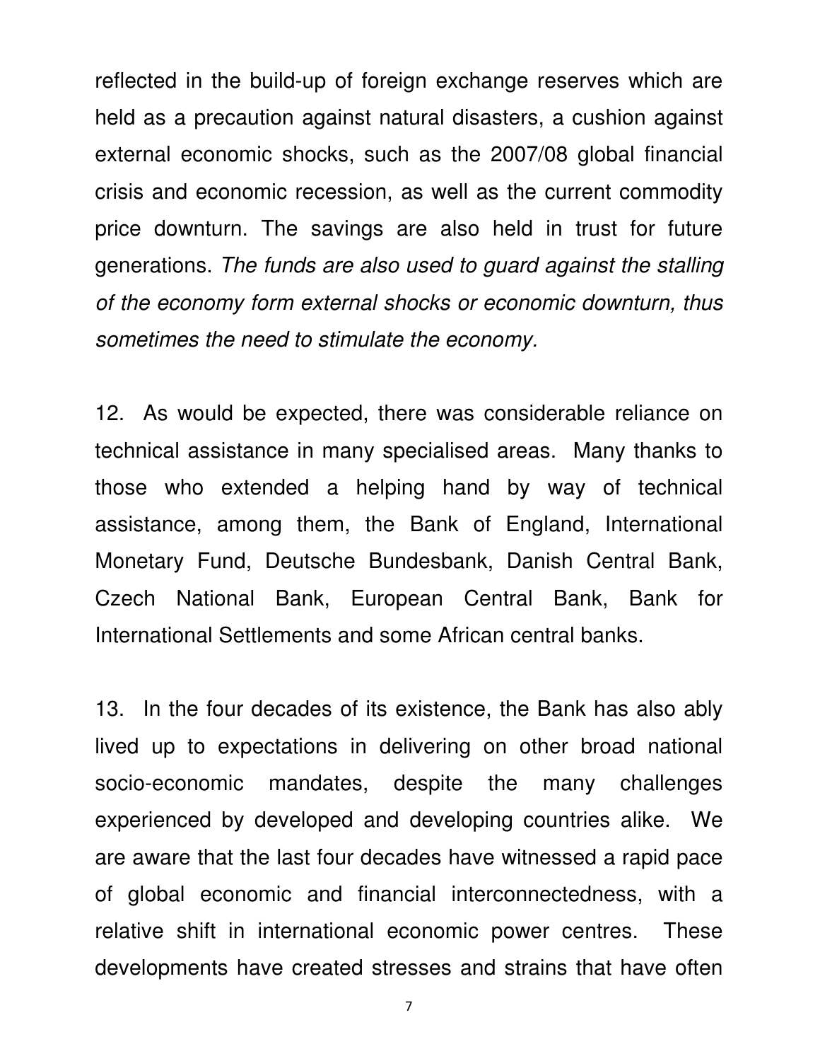reflected in the build-up of foreign exchange reserves which are held as a precaution against natural disasters, a cushion against external economic shocks, such as the 2007/08 global financial crisis and economic recession, as well as the current commodity price downturn. The savings are also held in trust for future generations. *The funds are also used to guard against the stalling of the economy form external shocks or economic downturn, thus sometimes the need to stimulate the economy.*

12. As would be expected, there was considerable reliance on technical assistance in many specialised areas. Many thanks to those who extended a helping hand by way of technical assistance, among them, the Bank of England, International Monetary Fund, Deutsche Bundesbank, Danish Central Bank, Czech National Bank, European Central Bank, Bank for International Settlements and some African central banks.

13. In the four decades of its existence, the Bank has also ably lived up to expectations in delivering on other broad national socio-economic mandates, despite the many challenges experienced by developed and developing countries alike. We are aware that the last four decades have witnessed a rapid pace of global economic and financial interconnectedness, with a relative shift in international economic power centres. These developments have created stresses and strains that have often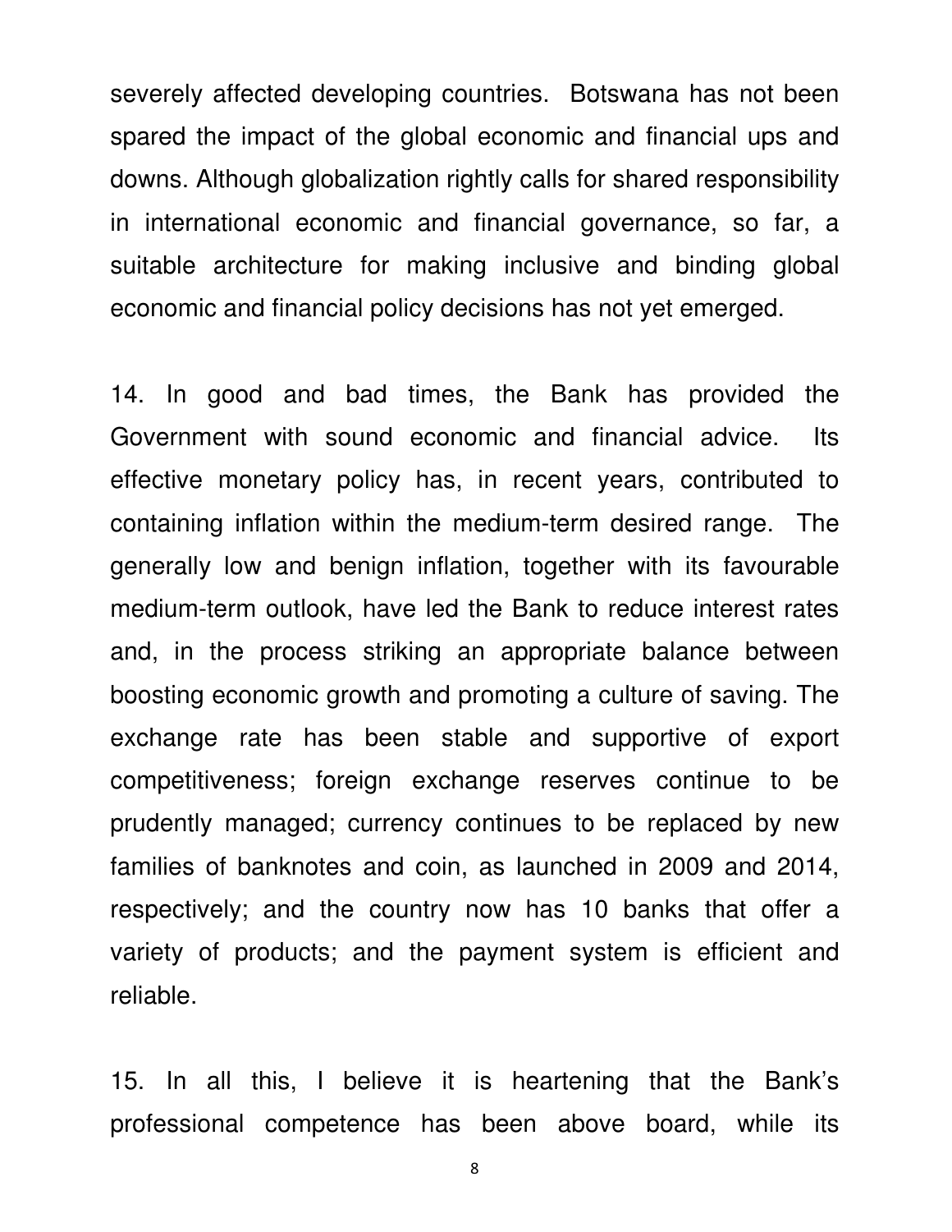severely affected developing countries. Botswana has not been spared the impact of the global economic and financial ups and downs. Although globalization rightly calls for shared responsibility in international economic and financial governance, so far, a suitable architecture for making inclusive and binding global economic and financial policy decisions has not yet emerged.

14. In good and bad times, the Bank has provided the Government with sound economic and financial advice. Its effective monetary policy has, in recent years, contributed to containing inflation within the medium-term desired range. The generally low and benign inflation, together with its favourable medium-term outlook, have led the Bank to reduce interest rates and, in the process striking an appropriate balance between boosting economic growth and promoting a culture of saving. The exchange rate has been stable and supportive of export competitiveness; foreign exchange reserves continue to be prudently managed; currency continues to be replaced by new families of banknotes and coin, as launched in 2009 and 2014, respectively; and the country now has 10 banks that offer a variety of products; and the payment system is efficient and reliable.

15. In all this, I believe it is heartening that the Bank's professional competence has been above board, while its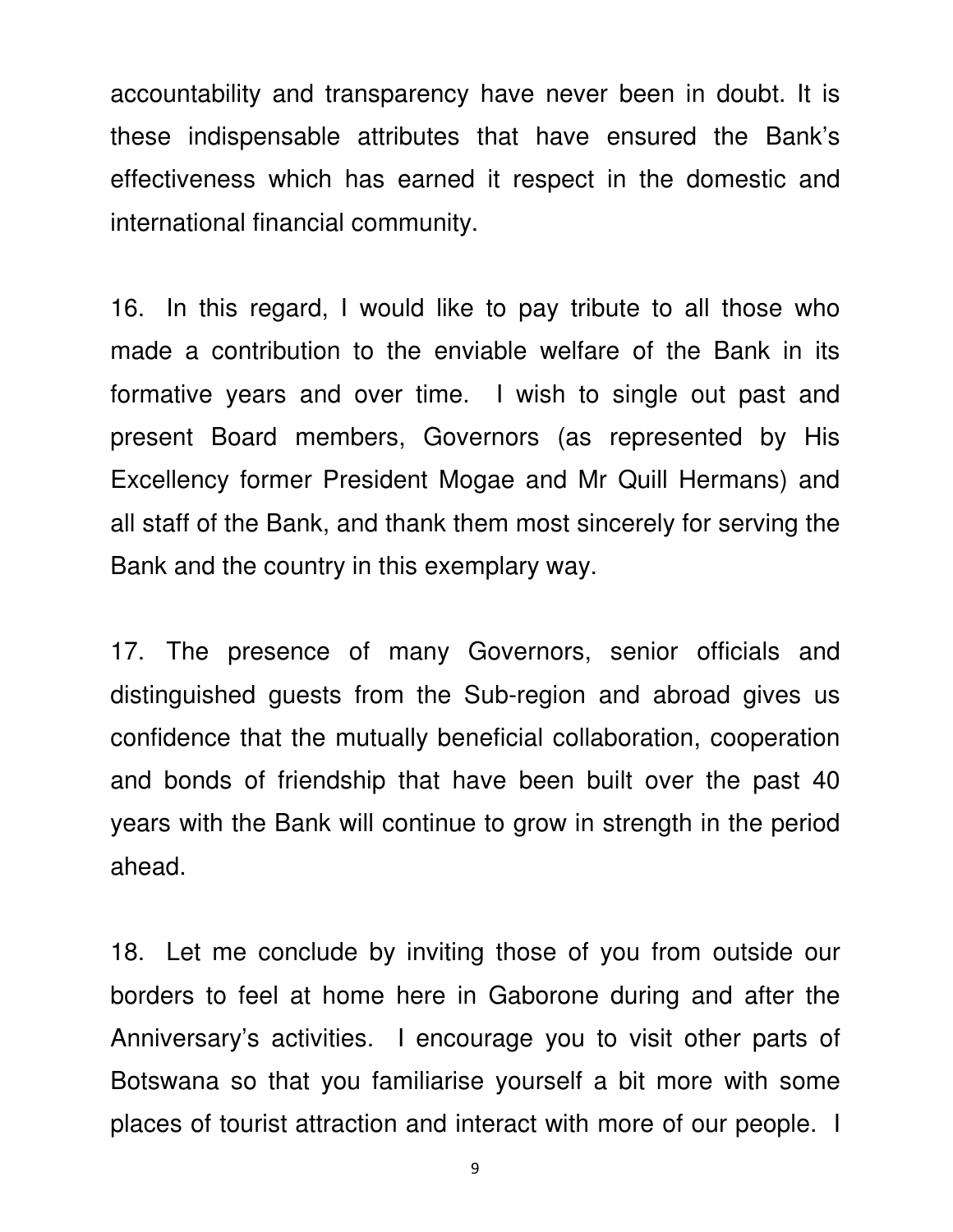accountability and transparency have never been in doubt. It is these indispensable attributes that have ensured the Bank's effectiveness which has earned it respect in the domestic and international financial community.

16. In this regard, I would like to pay tribute to all those who made a contribution to the enviable welfare of the Bank in its formative years and over time. I wish to single out past and present Board members, Governors (as represented by His Excellency former President Mogae and Mr Quill Hermans) and all staff of the Bank, and thank them most sincerely for serving the Bank and the country in this exemplary way.

17. The presence of many Governors, senior officials and distinguished guests from the Sub-region and abroad gives us confidence that the mutually beneficial collaboration, cooperation and bonds of friendship that have been built over the past 40 years with the Bank will continue to grow in strength in the period ahead.

18. Let me conclude by inviting those of you from outside our borders to feel at home here in Gaborone during and after the Anniversary's activities. I encourage you to visit other parts of Botswana so that you familiarise yourself a bit more with some places of tourist attraction and interact with more of our people. I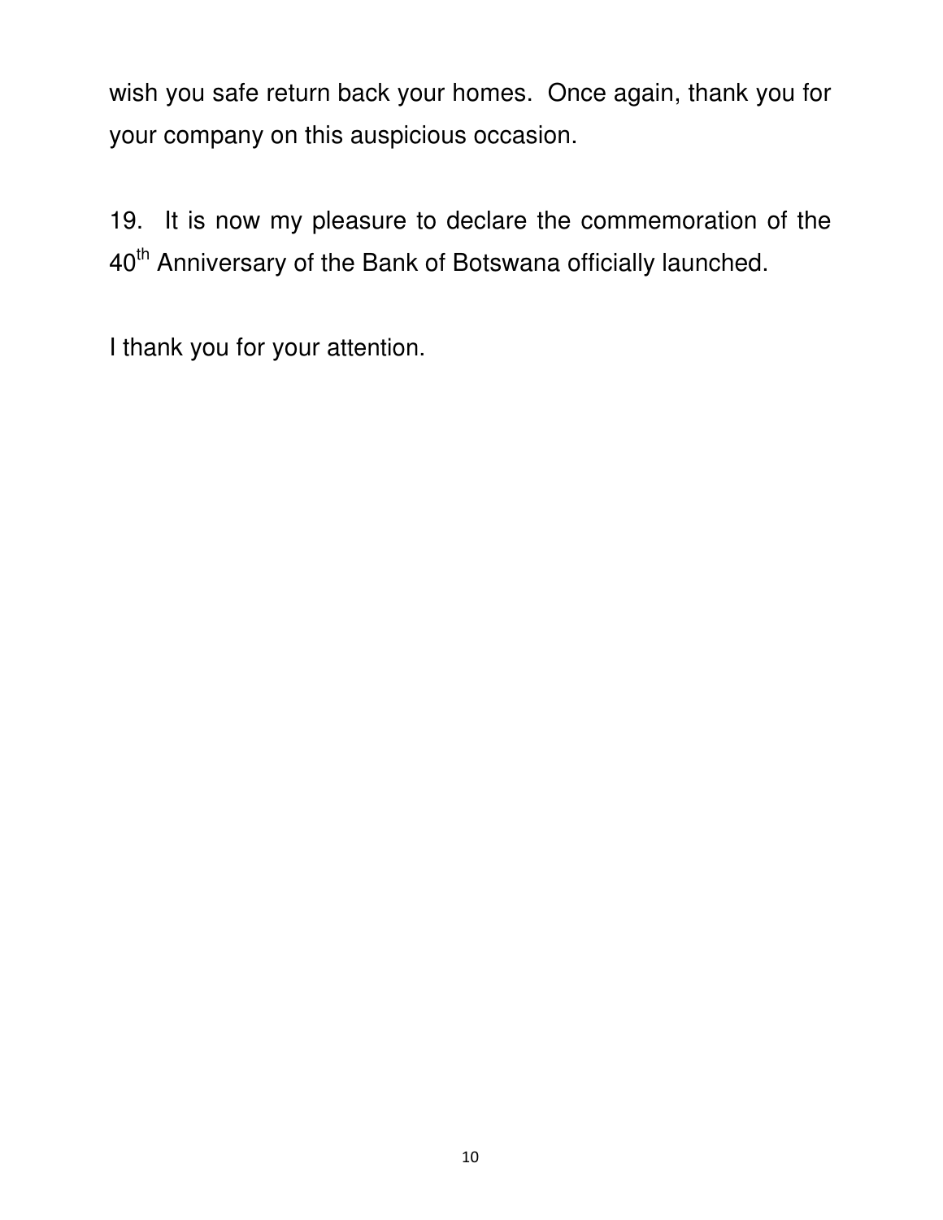wish you safe return back your homes.  Once again, thank you for your company on this auspicious occasion.

19.  It is now my pleasure to declare the commemoration of the 40th Anniversary of the Bank of Botswana officially launched.

I thank you for your attention.